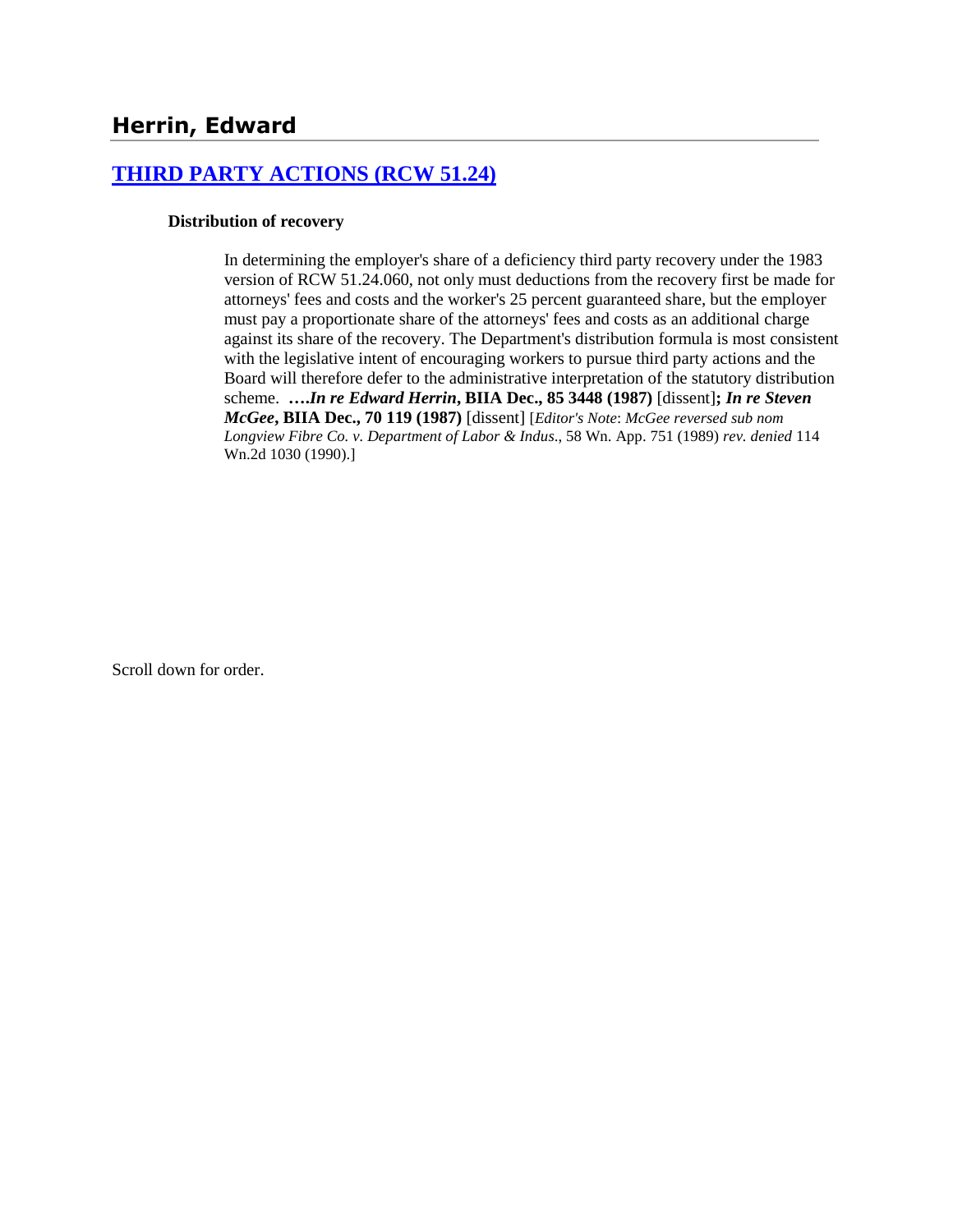## Herrin, Edward

### [THIRD PARTY ACTIONS (RCW 51.24)]

**Distribution of recovery**

In determining the employer's share of a deficiency third party recovery under the 1983 version of RCW 51.24.060, not only must deductions from the recovery first be made for attorneys' fees and costs and the worker's 25 percent guaranteed share, but the employer must pay a proportionate share of the attorneys' fees and costs as an additional charge against its share of the recovery. The Department's distribution formula is most consistent with the legislative intent of encouraging workers to pursue third party actions and the Board will therefore defer to the administrative interpretation of the statutory distribution scheme. **….*In re Edward Herrin*, BIIA Dec., 85 3448 (1987)** [dissent]**; *In re Steven McGee*, BIIA Dec., 70 119 (1987)** [dissent] [*Editor's Note*: *McGee reversed sub nom Longview Fibre Co. v. Department of Labor & Indus*., 58 Wn. App. 751 (1989) *rev. denied* 114 Wn.2d 1030 (1990).]

Scroll down for order.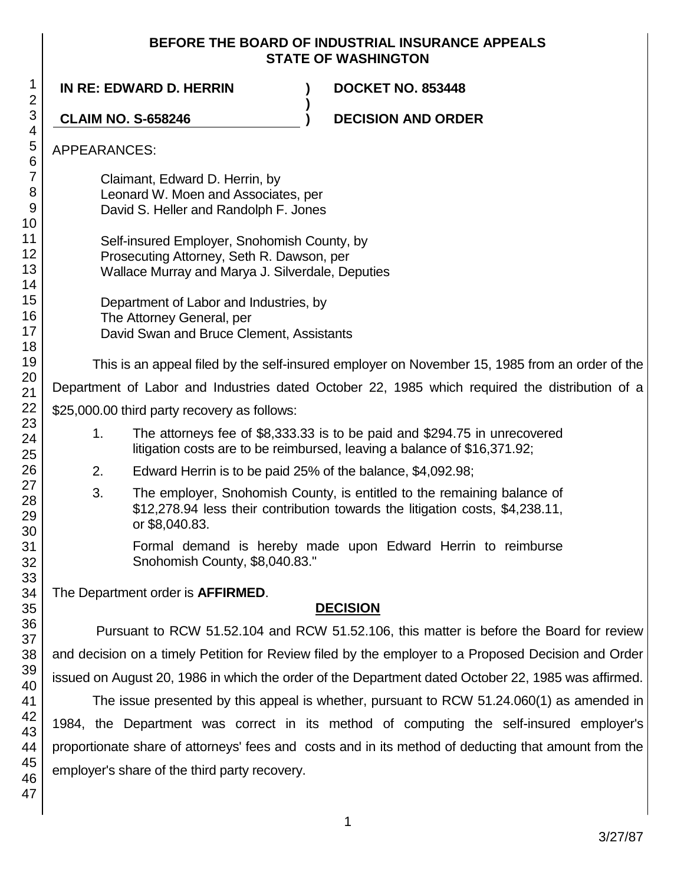# BEFORE THE BOARD OF INDUSTRIAL INSURANCE APPEALS
# STATE OF WASHINGTON

**IN RE: EDWARD D. HERRIN** ) **DOCKET NO. 853448**
)
**CLAIM NO. S-658246** ) **DECISION AND ORDER**

APPEARANCES:

Claimant, Edward D. Herrin, by
Leonard W. Moen and Associates, per
David S. Heller and Randolph F. Jones

Self-insured Employer, Snohomish County, by
Prosecuting Attorney, Seth R. Dawson, per
Wallace Murray and Marya J. Silverdale, Deputies

Department of Labor and Industries, by
The Attorney General, per
David Swan and Bruce Clement, Assistants

This is an appeal filed by the self-insured employer on November 15, 1985 from an order of the Department of Labor and Industries dated October 22, 1985 which required the distribution of a $25,000.00 third party recovery as follows:

1. The attorneys fee of $8,333.33 is to be paid and $294.75 in unrecovered litigation costs are to be reimbursed, leaving a balance of $16,371.92;
2. Edward Herrin is to be paid 25% of the balance, $4,092.98;
3. The employer, Snohomish County, is entitled to the remaining balance of $12,278.94 less their contribution towards the litigation costs, $4,238.11, or $8,040.83.

   Formal demand is hereby made upon Edward Herrin to reimburse Snohomish County, $8,040.83."

The Department order is **AFFIRMED**.

## DECISION

Pursuant to RCW 51.52.104 and RCW 51.52.106, this matter is before the Board for review and decision on a timely Petition for Review filed by the employer to a Proposed Decision and Order issued on August 20, 1986 in which the order of the Department dated October 22, 1985 was affirmed.

The issue presented by this appeal is whether, pursuant to RCW 51.24.060(1) as amended in 1984, the Department was correct in its method of computing the self-insured employer's proportionate share of attorneys' fees and costs and in its method of deducting that amount from the employer's share of the third party recovery.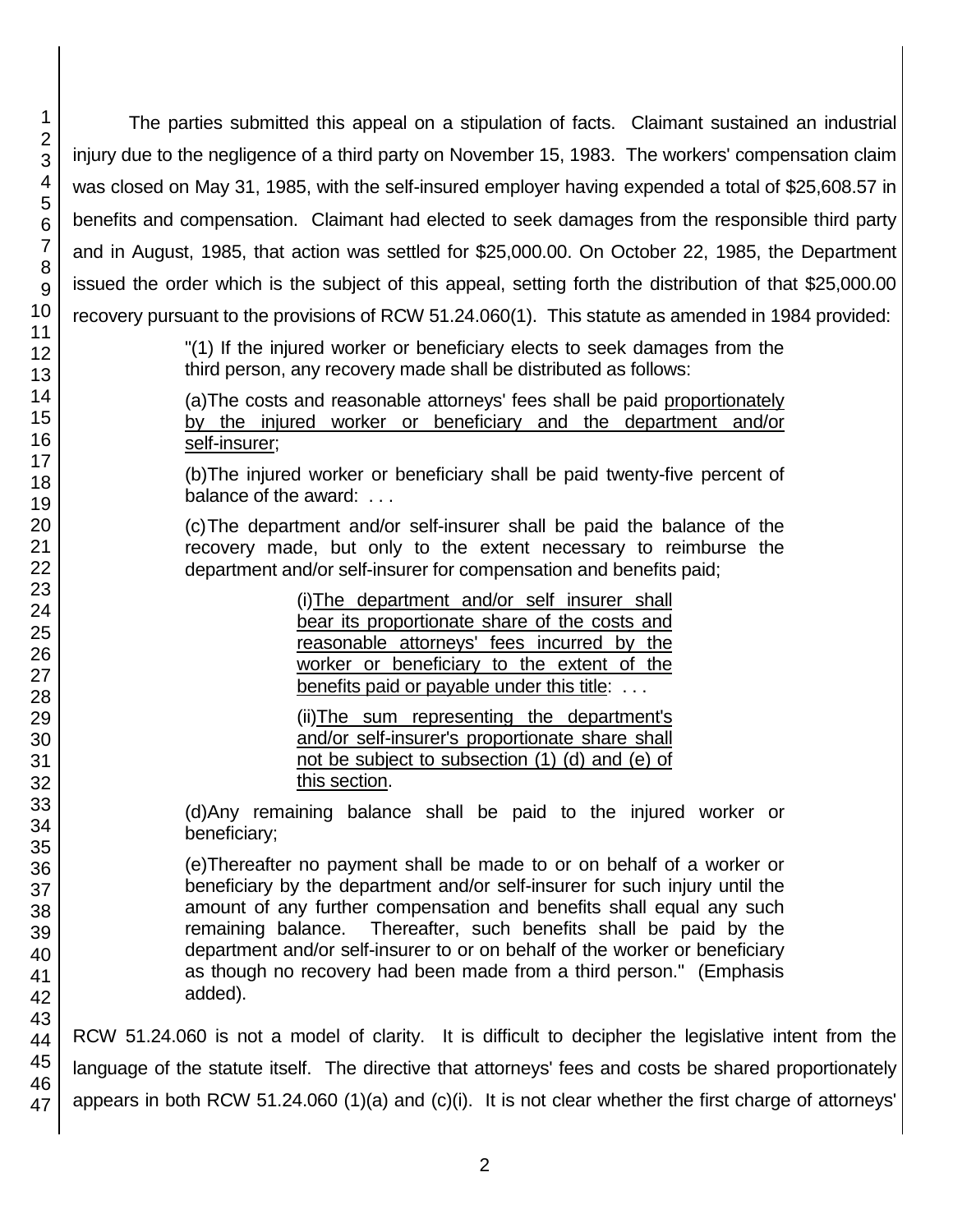The parties submitted this appeal on a stipulation of facts. Claimant sustained an industrial injury due to the negligence of a third party on November 15, 1983. The workers' compensation claim was closed on May 31, 1985, with the self-insured employer having expended a total of $25,608.57 in benefits and compensation. Claimant had elected to seek damages from the responsible third party and in August, 1985, that action was settled for $25,000.00. On October 22, 1985, the Department issued the order which is the subject of this appeal, setting forth the distribution of that $25,000.00 recovery pursuant to the provisions of RCW 51.24.060(1). This statute as amended in 1984 provided:

> "(1) If the injured worker or beneficiary elects to seek damages from the third person, any recovery made shall be distributed as follows:
>
> (a)The costs and reasonable attorneys' fees shall be paid <u>proportionately by the injured worker or beneficiary and the department and/or self-insurer</u>;
>
> (b)The injured worker or beneficiary shall be paid twenty-five percent of balance of the award: . . .
>
> (c)The department and/or self-insurer shall be paid the balance of the recovery made, but only to the extent necessary to reimburse the department and/or self-insurer for compensation and benefits paid;
>
> > (i)<u>The department and/or self insurer shall bear its proportionate share of the costs and reasonable attorneys' fees incurred by the worker or beneficiary to the extent of the benefits paid or payable under this title</u>: . . .
> >
> > (ii)<u>The sum representing the department's and/or self-insurer's proportionate share shall not be subject to subsection (1) (d) and (e) of this section</u>.
>
> (d)Any remaining balance shall be paid to the injured worker or beneficiary;
>
> (e)Thereafter no payment shall be made to or on behalf of a worker or beneficiary by the department and/or self-insurer for such injury until the amount of any further compensation and benefits shall equal any such remaining balance. Thereafter, such benefits shall be paid by the department and/or self-insurer to or on behalf of the worker or beneficiary as though no recovery had been made from a third person." (Emphasis added).

RCW 51.24.060 is not a model of clarity. It is difficult to decipher the legislative intent from the language of the statute itself. The directive that attorneys' fees and costs be shared proportionately appears in both RCW 51.24.060 (1)(a) and (c)(i). It is not clear whether the first charge of attorneys'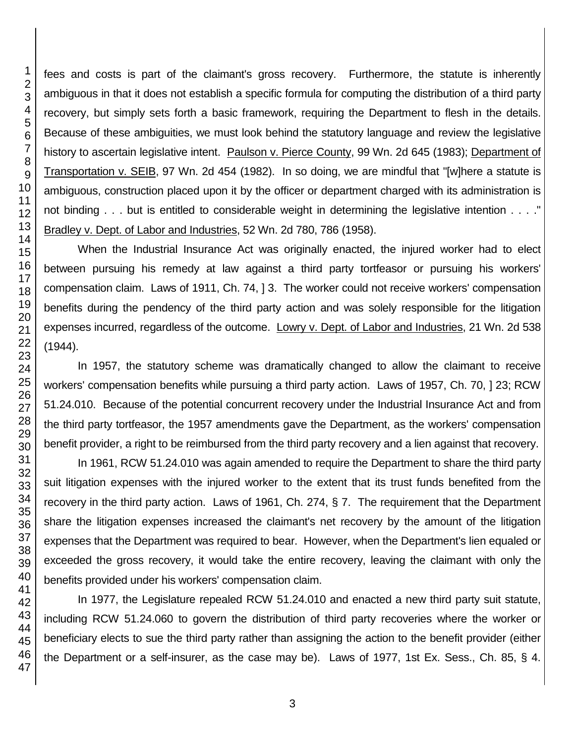fees and costs is part of the claimant's gross recovery. Furthermore, the statute is inherently ambiguous in that it does not establish a specific formula for computing the distribution of a third party recovery, but simply sets forth a basic framework, requiring the Department to flesh in the details. Because of these ambiguities, we must look behind the statutory language and review the legislative history to ascertain legislative intent. Paulson v. Pierce County, 99 Wn. 2d 645 (1983); Department of Transportation v. SEIB, 97 Wn. 2d 454 (1982). In so doing, we are mindful that "[w]here a statute is ambiguous, construction placed upon it by the officer or department charged with its administration is not binding . . . but is entitled to considerable weight in determining the legislative intention . . . ." Bradley v. Dept. of Labor and Industries, 52 Wn. 2d 780, 786 (1958).

When the Industrial Insurance Act was originally enacted, the injured worker had to elect between pursuing his remedy at law against a third party tortfeasor or pursuing his workers' compensation claim. Laws of 1911, Ch. 74, ] 3. The worker could not receive workers' compensation benefits during the pendency of the third party action and was solely responsible for the litigation expenses incurred, regardless of the outcome. Lowry v. Dept. of Labor and Industries, 21 Wn. 2d 538 (1944).

In 1957, the statutory scheme was dramatically changed to allow the claimant to receive workers' compensation benefits while pursuing a third party action. Laws of 1957, Ch. 70, ] 23; RCW 51.24.010. Because of the potential concurrent recovery under the Industrial Insurance Act and from the third party tortfeasor, the 1957 amendments gave the Department, as the workers' compensation benefit provider, a right to be reimbursed from the third party recovery and a lien against that recovery.

In 1961, RCW 51.24.010 was again amended to require the Department to share the third party suit litigation expenses with the injured worker to the extent that its trust funds benefited from the recovery in the third party action. Laws of 1961, Ch. 274, § 7. The requirement that the Department share the litigation expenses increased the claimant's net recovery by the amount of the litigation expenses that the Department was required to bear. However, when the Department's lien equaled or exceeded the gross recovery, it would take the entire recovery, leaving the claimant with only the benefits provided under his workers' compensation claim.

In 1977, the Legislature repealed RCW 51.24.010 and enacted a new third party suit statute, including RCW 51.24.060 to govern the distribution of third party recoveries where the worker or beneficiary elects to sue the third party rather than assigning the action to the benefit provider (either the Department or a self-insurer, as the case may be). Laws of 1977, 1st Ex. Sess., Ch. 85, § 4.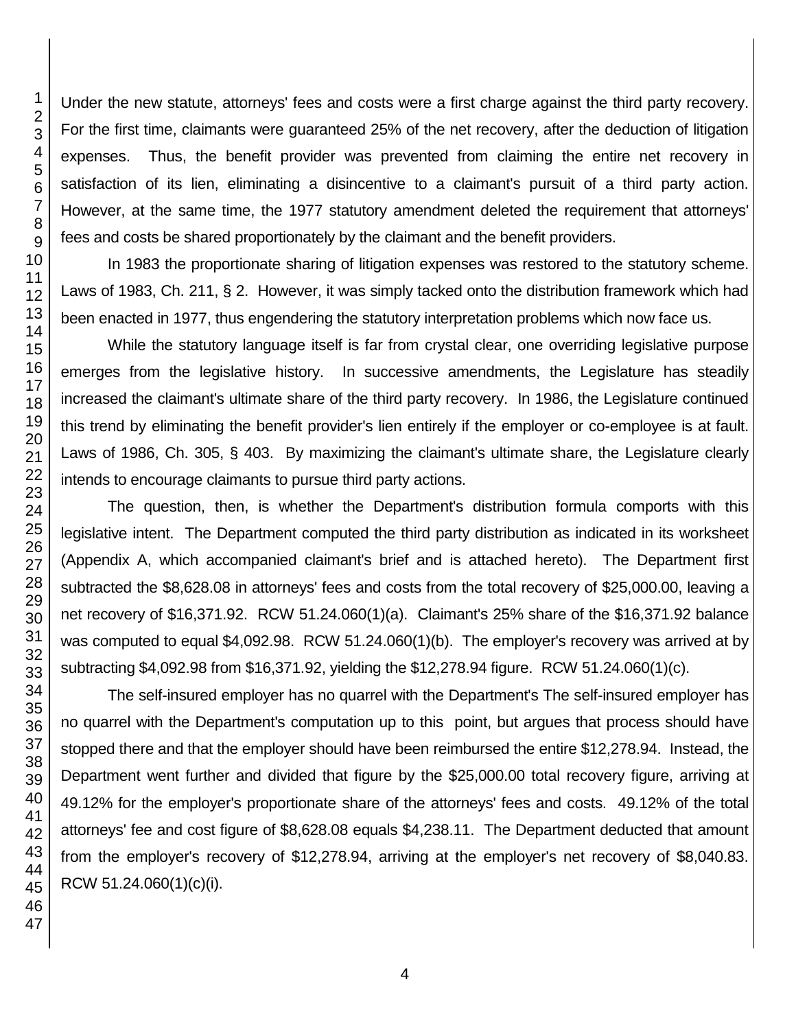Under the new statute, attorneys' fees and costs were a first charge against the third party recovery. For the first time, claimants were guaranteed 25% of the net recovery, after the deduction of litigation expenses. Thus, the benefit provider was prevented from claiming the entire net recovery in satisfaction of its lien, eliminating a disincentive to a claimant's pursuit of a third party action. However, at the same time, the 1977 statutory amendment deleted the requirement that attorneys' fees and costs be shared proportionately by the claimant and the benefit providers.

In 1983 the proportionate sharing of litigation expenses was restored to the statutory scheme. Laws of 1983, Ch. 211, § 2. However, it was simply tacked onto the distribution framework which had been enacted in 1977, thus engendering the statutory interpretation problems which now face us.

While the statutory language itself is far from crystal clear, one overriding legislative purpose emerges from the legislative history. In successive amendments, the Legislature has steadily increased the claimant's ultimate share of the third party recovery. In 1986, the Legislature continued this trend by eliminating the benefit provider's lien entirely if the employer or co-employee is at fault. Laws of 1986, Ch. 305, § 403. By maximizing the claimant's ultimate share, the Legislature clearly intends to encourage claimants to pursue third party actions.

The question, then, is whether the Department's distribution formula comports with this legislative intent. The Department computed the third party distribution as indicated in its worksheet (Appendix A, which accompanied claimant's brief and is attached hereto). The Department first subtracted the $8,628.08 in attorneys' fees and costs from the total recovery of $25,000.00, leaving a net recovery of $16,371.92. RCW 51.24.060(1)(a). Claimant's 25% share of the $16,371.92 balance was computed to equal $4,092.98. RCW 51.24.060(1)(b). The employer's recovery was arrived at by subtracting $4,092.98 from $16,371.92, yielding the $12,278.94 figure. RCW 51.24.060(1)(c).

The self-insured employer has no quarrel with the Department's The self-insured employer has no quarrel with the Department's computation up to this point, but argues that process should have stopped there and that the employer should have been reimbursed the entire $12,278.94. Instead, the Department went further and divided that figure by the $25,000.00 total recovery figure, arriving at 49.12% for the employer's proportionate share of the attorneys' fees and costs. 49.12% of the total attorneys' fee and cost figure of $8,628.08 equals $4,238.11. The Department deducted that amount from the employer's recovery of $12,278.94, arriving at the employer's net recovery of $8,040.83. RCW 51.24.060(1)(c)(i).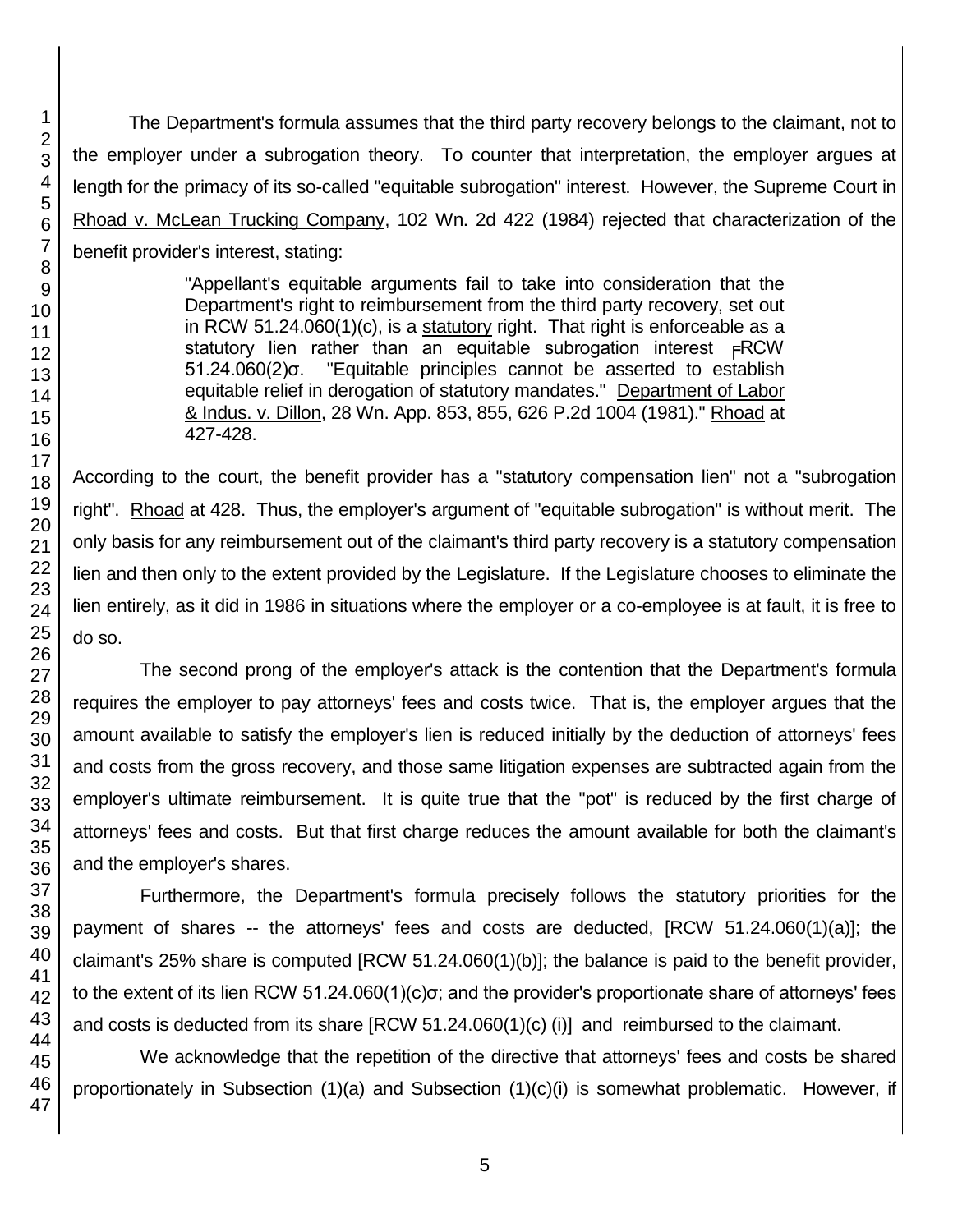The Department's formula assumes that the third party recovery belongs to the claimant, not to the employer under a subrogation theory. To counter that interpretation, the employer argues at length for the primacy of its so-called "equitable subrogation" interest. However, the Supreme Court in Rhoad v. McLean Trucking Company, 102 Wn. 2d 422 (1984) rejected that characterization of the benefit provider's interest, stating:

> "Appellant's equitable arguments fail to take into consideration that the Department's right to reimbursement from the third party recovery, set out in RCW 51.24.060(1)(c), is a statutory right. That right is enforceable as a statutory lien rather than an equitable subrogation interest [RCW 51.24.060(2)]. "Equitable principles cannot be asserted to establish equitable relief in derogation of statutory mandates." Department of Labor & Indus. v. Dillon, 28 Wn. App. 853, 855, 626 P.2d 1004 (1981)." Rhoad at 427-428.

According to the court, the benefit provider has a "statutory compensation lien" not a "subrogation right". Rhoad at 428. Thus, the employer's argument of "equitable subrogation" is without merit. The only basis for any reimbursement out of the claimant's third party recovery is a statutory compensation lien and then only to the extent provided by the Legislature. If the Legislature chooses to eliminate the lien entirely, as it did in 1986 in situations where the employer or a co-employee is at fault, it is free to do so.

The second prong of the employer's attack is the contention that the Department's formula requires the employer to pay attorneys' fees and costs twice. That is, the employer argues that the amount available to satisfy the employer's lien is reduced initially by the deduction of attorneys' fees and costs from the gross recovery, and those same litigation expenses are subtracted again from the employer's ultimate reimbursement. It is quite true that the "pot" is reduced by the first charge of attorneys' fees and costs. But that first charge reduces the amount available for both the claimant's and the employer's shares.

Furthermore, the Department's formula precisely follows the statutory priorities for the payment of shares -- the attorneys' fees and costs are deducted, [RCW 51.24.060(1)(a)]; the claimant's 25% share is computed [RCW 51.24.060(1)(b)]; the balance is paid to the benefit provider, to the extent of its lien RCW 51.24.060(1)(c)]; and the provider's proportionate share of attorneys' fees and costs is deducted from its share [RCW 51.24.060(1)(c) (i)] and reimbursed to the claimant.

We acknowledge that the repetition of the directive that attorneys' fees and costs be shared proportionately in Subsection (1)(a) and Subsection (1)(c)(i) is somewhat problematic. However, if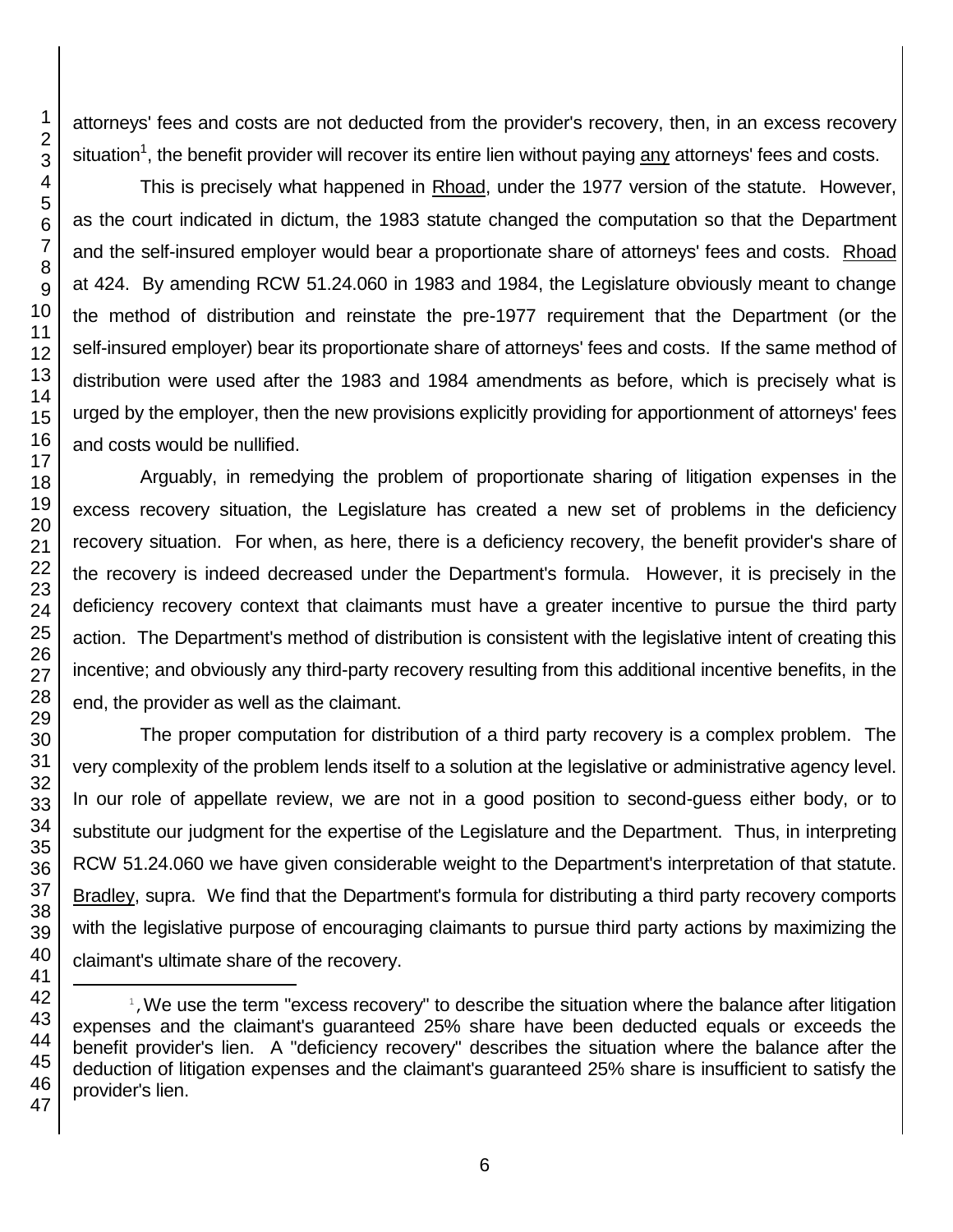attorneys' fees and costs are not deducted from the provider's recovery, then, in an excess recovery situation[1], the benefit provider will recover its entire lien without paying any attorneys' fees and costs.

This is precisely what happened in Rhoad, under the 1977 version of the statute. However, as the court indicated in dictum, the 1983 statute changed the computation so that the Department and the self-insured employer would bear a proportionate share of attorneys' fees and costs. Rhoad at 424. By amending RCW 51.24.060 in 1983 and 1984, the Legislature obviously meant to change the method of distribution and reinstate the pre-1977 requirement that the Department (or the self-insured employer) bear its proportionate share of attorneys' fees and costs. If the same method of distribution were used after the 1983 and 1984 amendments as before, which is precisely what is urged by the employer, then the new provisions explicitly providing for apportionment of attorneys' fees and costs would be nullified.

Arguably, in remedying the problem of proportionate sharing of litigation expenses in the excess recovery situation, the Legislature has created a new set of problems in the deficiency recovery situation. For when, as here, there is a deficiency recovery, the benefit provider's share of the recovery is indeed decreased under the Department's formula. However, it is precisely in the deficiency recovery context that claimants must have a greater incentive to pursue the third party action. The Department's method of distribution is consistent with the legislative intent of creating this incentive; and obviously any third-party recovery resulting from this additional incentive benefits, in the end, the provider as well as the claimant.

The proper computation for distribution of a third party recovery is a complex problem. The very complexity of the problem lends itself to a solution at the legislative or administrative agency level. In our role of appellate review, we are not in a good position to second-guess either body, or to substitute our judgment for the expertise of the Legislature and the Department. Thus, in interpreting RCW 51.24.060 we have given considerable weight to the Department's interpretation of that statute. Bradley, supra. We find that the Department's formula for distributing a third party recovery comports with the legislative purpose of encouraging claimants to pursue third party actions by maximizing the claimant's ultimate share of the recovery.

---

[1] We use the term "excess recovery" to describe the situation where the balance after litigation expenses and the claimant's guaranteed 25% share have been deducted equals or exceeds the benefit provider's lien. A "deficiency recovery" describes the situation where the balance after the deduction of litigation expenses and the claimant's guaranteed 25% share is insufficient to satisfy the provider's lien.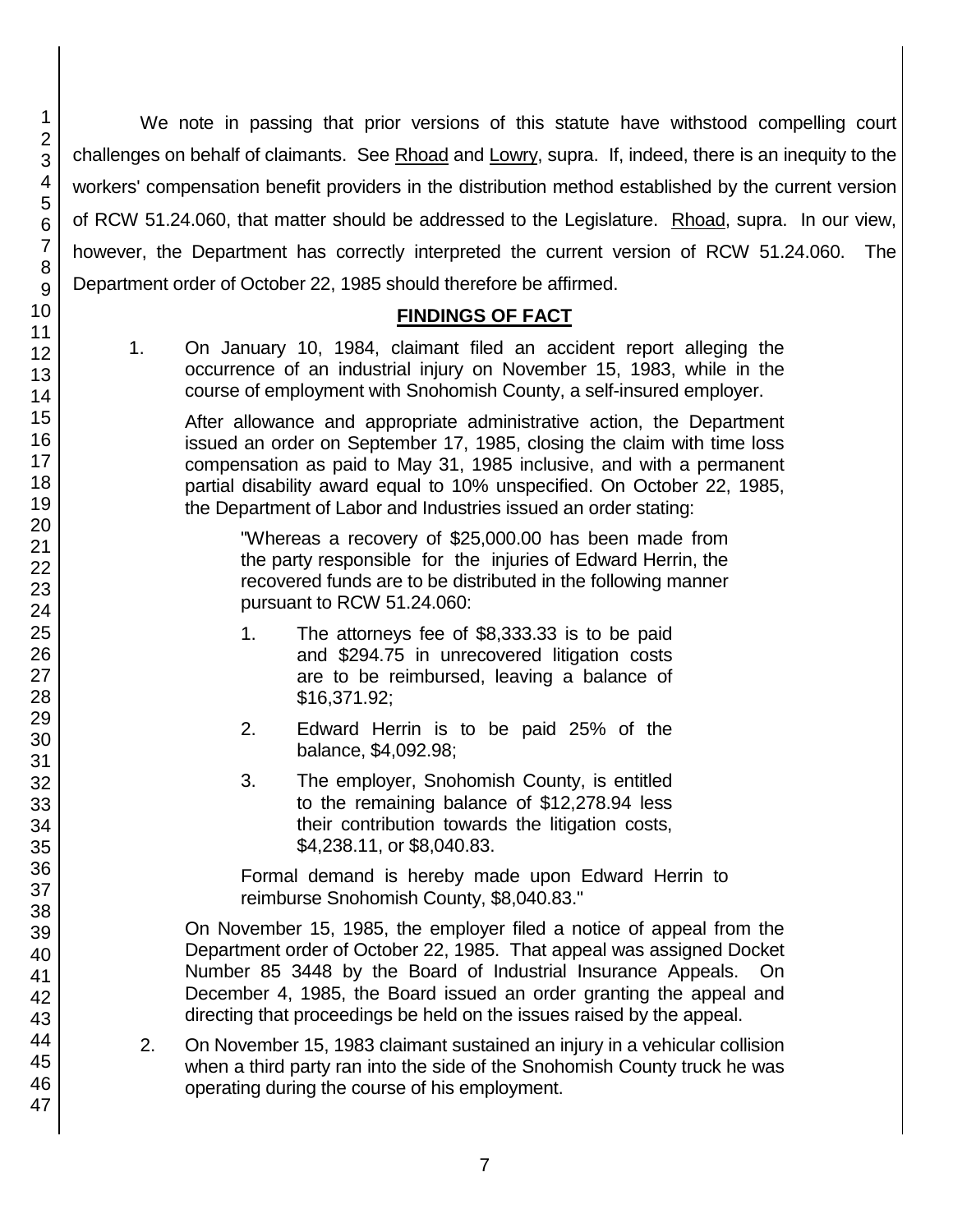We note in passing that prior versions of this statute have withstood compelling court challenges on behalf of claimants. See Rhoad and Lowry, supra. If, indeed, there is an inequity to the workers' compensation benefit providers in the distribution method established by the current version of RCW 51.24.060, that matter should be addressed to the Legislature. Rhoad, supra. In our view, however, the Department has correctly interpreted the current version of RCW 51.24.060. The Department order of October 22, 1985 should therefore be affirmed.

## FINDINGS OF FACT

1. On January 10, 1984, claimant filed an accident report alleging the occurrence of an industrial injury on November 15, 1983, while in the course of employment with Snohomish County, a self-insured employer.

   After allowance and appropriate administrative action, the Department issued an order on September 17, 1985, closing the claim with time loss compensation as paid to May 31, 1985 inclusive, and with a permanent partial disability award equal to 10% unspecified. On October 22, 1985, the Department of Labor and Industries issued an order stating:

   > "Whereas a recovery of $25,000.00 has been made from the party responsible for the injuries of Edward Herrin, the recovered funds are to be distributed in the following manner pursuant to RCW 51.24.060:
   >
   > 1. The attorneys fee of $8,333.33 is to be paid and $294.75 in unrecovered litigation costs are to be reimbursed, leaving a balance of $16,371.92;
   > 2. Edward Herrin is to be paid 25% of the balance, $4,092.98;
   > 3. The employer, Snohomish County, is entitled to the remaining balance of $12,278.94 less their contribution towards the litigation costs, $4,238.11, or $8,040.83.
   >
   > Formal demand is hereby made upon Edward Herrin to reimburse Snohomish County, $8,040.83."

   On November 15, 1985, the employer filed a notice of appeal from the Department order of October 22, 1985. That appeal was assigned Docket Number 85 3448 by the Board of Industrial Insurance Appeals. On December 4, 1985, the Board issued an order granting the appeal and directing that proceedings be held on the issues raised by the appeal.

2. On November 15, 1983 claimant sustained an injury in a vehicular collision when a third party ran into the side of the Snohomish County truck he was operating during the course of his employment.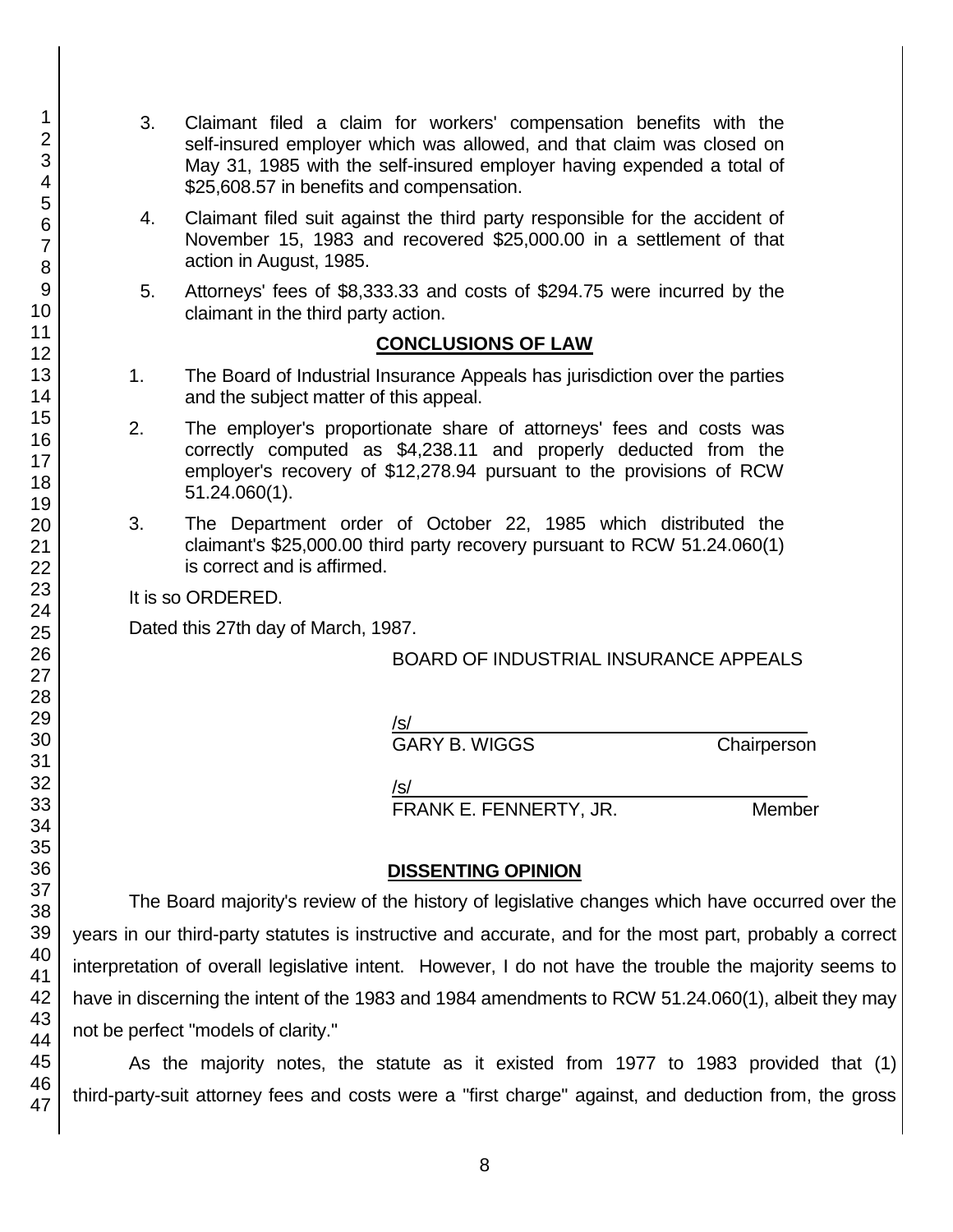3. Claimant filed a claim for workers' compensation benefits with the self-insured employer which was allowed, and that claim was closed on May 31, 1985 with the self-insured employer having expended a total of $25,608.57 in benefits and compensation.

4. Claimant filed suit against the third party responsible for the accident of November 15, 1983 and recovered $25,000.00 in a settlement of that action in August, 1985.

5. Attorneys' fees of $8,333.33 and costs of $294.75 were incurred by the claimant in the third party action.

## CONCLUSIONS OF LAW

1. The Board of Industrial Insurance Appeals has jurisdiction over the parties and the subject matter of this appeal.

2. The employer's proportionate share of attorneys' fees and costs was correctly computed as $4,238.11 and properly deducted from the employer's recovery of $12,278.94 pursuant to the provisions of RCW 51.24.060(1).

3. The Department order of October 22, 1985 which distributed the claimant's $25,000.00 third party recovery pursuant to RCW 51.24.060(1) is correct and is affirmed.

It is so ORDERED.

Dated this 27th day of March, 1987.

BOARD OF INDUSTRIAL INSURANCE APPEALS

/s/
GARY B. WIGGS Chairperson

/s/
FRANK E. FENNERTY, JR. Member

## DISSENTING OPINION

The Board majority's review of the history of legislative changes which have occurred over the years in our third-party statutes is instructive and accurate, and for the most part, probably a correct interpretation of overall legislative intent. However, I do not have the trouble the majority seems to have in discerning the intent of the 1983 and 1984 amendments to RCW 51.24.060(1), albeit they may not be perfect "models of clarity."

As the majority notes, the statute as it existed from 1977 to 1983 provided that (1) third-party-suit attorney fees and costs were a "first charge" against, and deduction from, the gross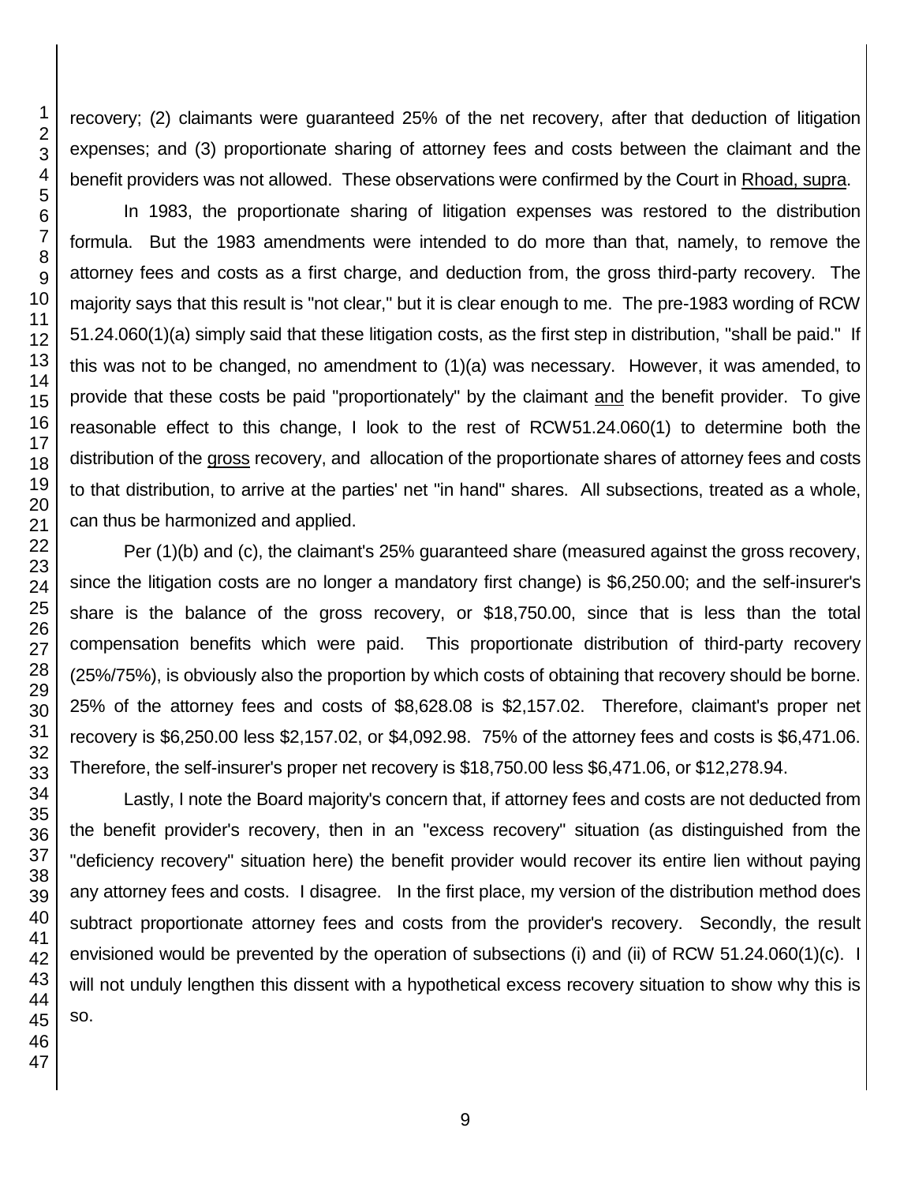recovery; (2) claimants were guaranteed 25% of the net recovery, after that deduction of litigation expenses; and (3) proportionate sharing of attorney fees and costs between the claimant and the benefit providers was not allowed. These observations were confirmed by the Court in Rhoad, supra.

In 1983, the proportionate sharing of litigation expenses was restored to the distribution formula. But the 1983 amendments were intended to do more than that, namely, to remove the attorney fees and costs as a first charge, and deduction from, the gross third-party recovery. The majority says that this result is "not clear," but it is clear enough to me. The pre-1983 wording of RCW 51.24.060(1)(a) simply said that these litigation costs, as the first step in distribution, "shall be paid." If this was not to be changed, no amendment to (1)(a) was necessary. However, it was amended, to provide that these costs be paid "proportionately" by the claimant and the benefit provider. To give reasonable effect to this change, I look to the rest of RCW51.24.060(1) to determine both the distribution of the gross recovery, and allocation of the proportionate shares of attorney fees and costs to that distribution, to arrive at the parties' net "in hand" shares. All subsections, treated as a whole, can thus be harmonized and applied.

Per (1)(b) and (c), the claimant's 25% guaranteed share (measured against the gross recovery, since the litigation costs are no longer a mandatory first change) is $6,250.00; and the self-insurer's share is the balance of the gross recovery, or $18,750.00, since that is less than the total compensation benefits which were paid. This proportionate distribution of third-party recovery (25%/75%), is obviously also the proportion by which costs of obtaining that recovery should be borne. 25% of the attorney fees and costs of $8,628.08 is $2,157.02. Therefore, claimant's proper net recovery is $6,250.00 less $2,157.02, or $4,092.98. 75% of the attorney fees and costs is $6,471.06. Therefore, the self-insurer's proper net recovery is $18,750.00 less $6,471.06, or $12,278.94.

Lastly, I note the Board majority's concern that, if attorney fees and costs are not deducted from the benefit provider's recovery, then in an "excess recovery" situation (as distinguished from the "deficiency recovery" situation here) the benefit provider would recover its entire lien without paying any attorney fees and costs. I disagree. In the first place, my version of the distribution method does subtract proportionate attorney fees and costs from the provider's recovery. Secondly, the result envisioned would be prevented by the operation of subsections (i) and (ii) of RCW 51.24.060(1)(c). I will not unduly lengthen this dissent with a hypothetical excess recovery situation to show why this is so.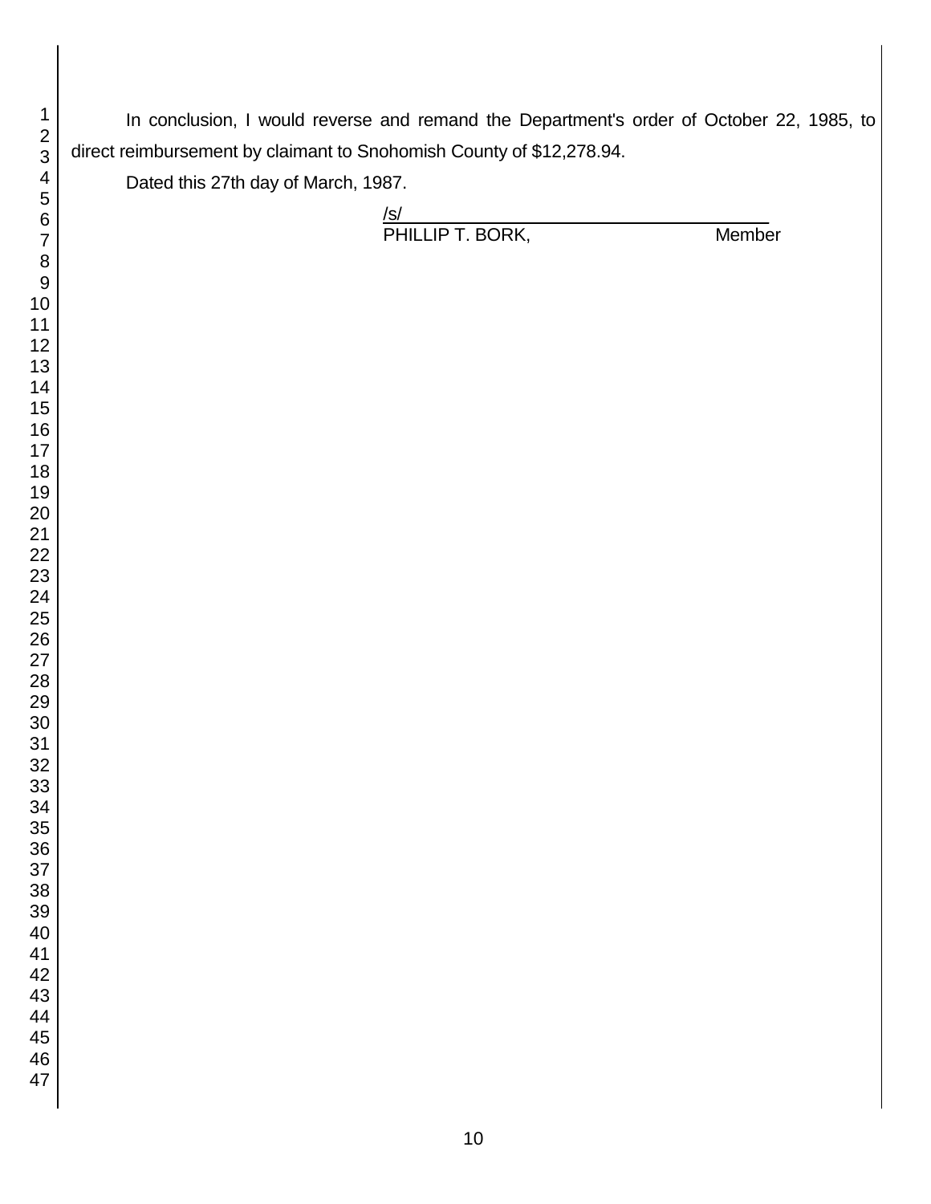In conclusion, I would reverse and remand the Department's order of October 22, 1985, to direct reimbursement by claimant to Snohomish County of $12,278.94.

Dated this 27th day of March, 1987.

/s/
PHILLIP T. BORK, Member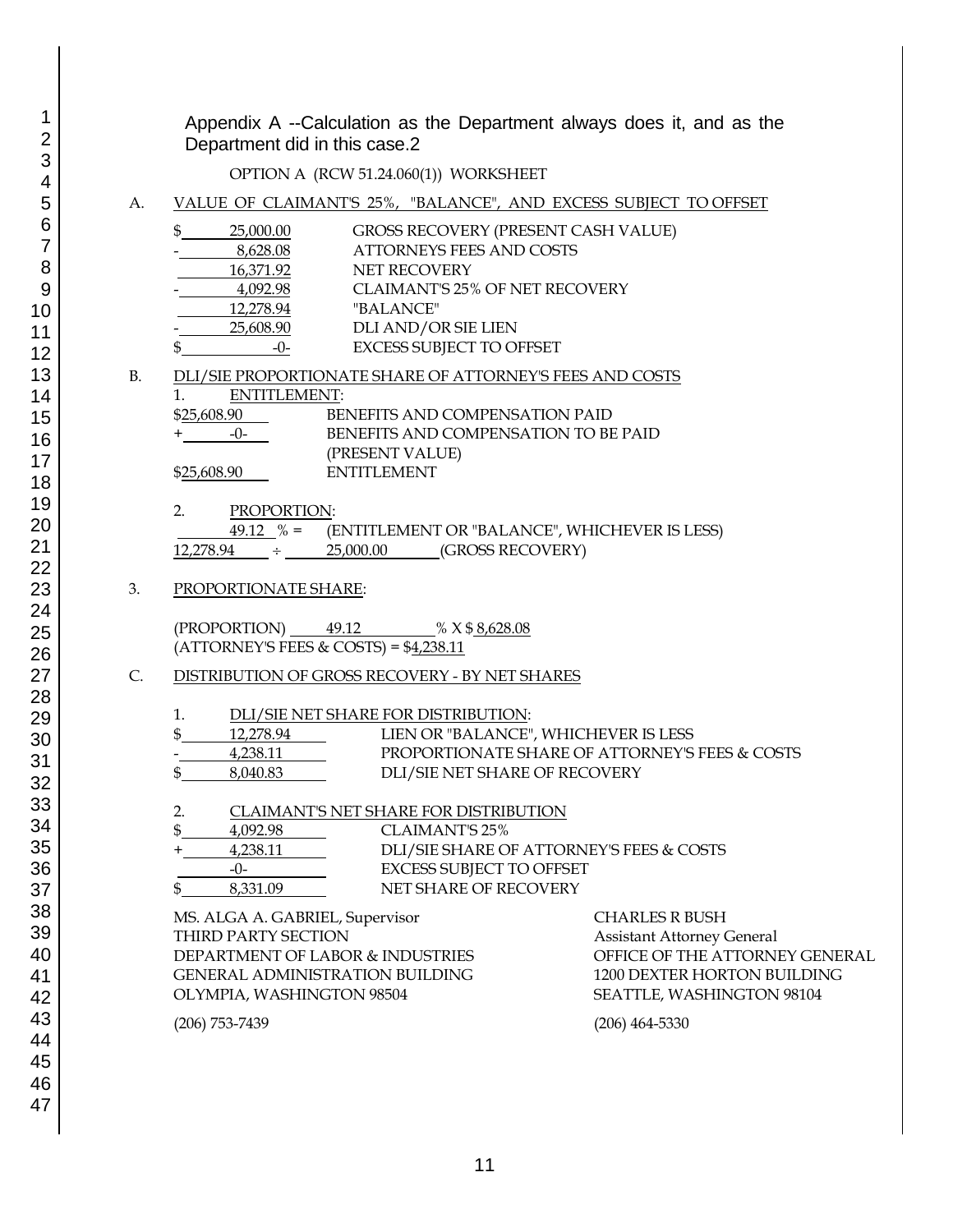Appendix A --Calculation as the Department always does it, and as the Department did in this case.2

OPTION A (RCW 51.24.060(1)) WORKSHEET

A. VALUE OF CLAIMANT'S 25%, "BALANCE", AND EXCESS SUBJECT TO OFFSET

| | |
|---|---|
| $ 25,000.00 | GROSS RECOVERY (PRESENT CASH VALUE) |
| - 8,628.08 | ATTORNEYS FEES AND COSTS |
| 16,371.92 | NET RECOVERY |
| - 4,092.98 | CLAIMANT'S 25% OF NET RECOVERY |
| 12,278.94 | "BALANCE" |
| - 25,608.90 | DLI AND/OR SIE LIEN |
| $ -0- | EXCESS SUBJECT TO OFFSET |

B. DLI/SIE PROPORTIONATE SHARE OF ATTORNEY'S FEES AND COSTS

1. ENTITLEMENT:

| | |
|---|---|
| $25,608.90 | BENEFITS AND COMPENSATION PAID |
| + -0- | BENEFITS AND COMPENSATION TO BE PAID (PRESENT VALUE) |
| $25,608.90 | ENTITLEMENT |

2. PROPORTION:

49.12 % = (ENTITLEMENT OR "BALANCE", WHICHEVER IS LESS)
12,278.94 ÷ 25,000.00 (GROSS RECOVERY)

3. PROPORTIONATE SHARE:

(PROPORTION) 49.12 % X $ 8,628.08
(ATTORNEY'S FEES & COSTS) = $4,238.11

C. DISTRIBUTION OF GROSS RECOVERY - BY NET SHARES

1. DLI/SIE NET SHARE FOR DISTRIBUTION:

| | |
|---|---|
| $ 12,278.94 | LIEN OR "BALANCE", WHICHEVER IS LESS |
| - 4,238.11 | PROPORTIONATE SHARE OF ATTORNEY'S FEES & COSTS |
| $ 8,040.83 | DLI/SIE NET SHARE OF RECOVERY |

2. CLAIMANT'S NET SHARE FOR DISTRIBUTION

| | |
|---|---|
| $ 4,092.98 | CLAIMANT'S 25% |
| + 4,238.11 | DLI/SIE SHARE OF ATTORNEY'S FEES & COSTS |
| -0- | EXCESS SUBJECT TO OFFSET |
| $ 8,331.09 | NET SHARE OF RECOVERY |

MS. ALGA A. GABRIEL, Supervisor
THIRD PARTY SECTION
DEPARTMENT OF LABOR & INDUSTRIES
GENERAL ADMINISTRATION BUILDING
OLYMPIA, WASHINGTON 98504
(206) 753-7439

CHARLES R BUSH
Assistant Attorney General
OFFICE OF THE ATTORNEY GENERAL
1200 DEXTER HORTON BUILDING
SEATTLE, WASHINGTON 98104
(206) 464-5330